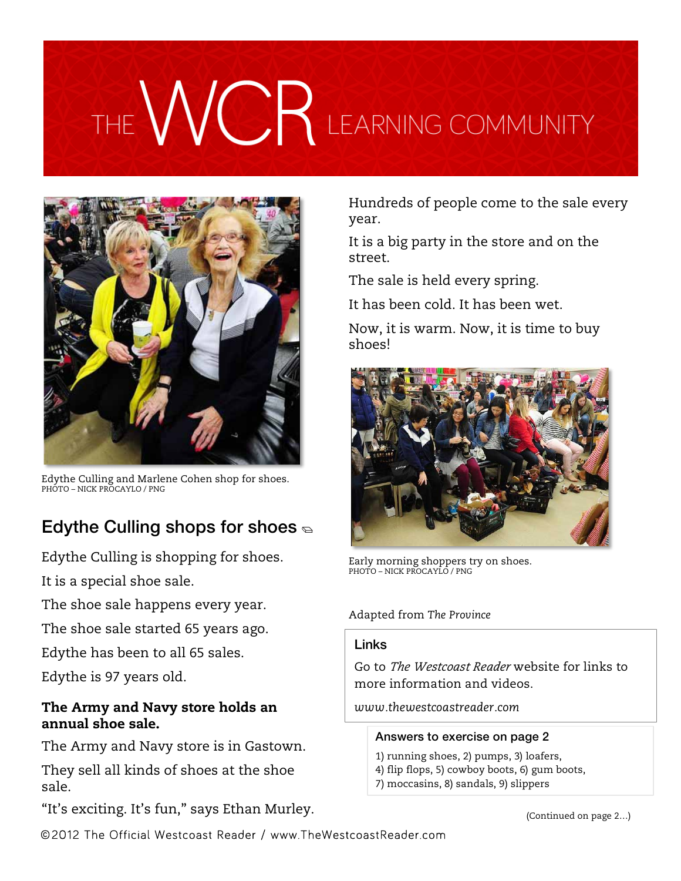# THE WCR LEARNING COMMUNITY

Edythe Culling and Marlene Cohen shop for shoes.
PHOTO – NICK PROCAYLO / PNG

## Edythe Culling shops for shoes

Edythe Culling is shopping for shoes.

It is a special shoe sale.

The shoe sale happens every year.

The shoe sale started 65 years ago.

Edythe has been to all 65 sales.

Edythe is 97 years old.

**The Army and Navy store holds an annual shoe sale.**

The Army and Navy store is in Gastown.

They sell all kinds of shoes at the shoe sale.

"It's exciting. It's fun," says Ethan Murley.

Hundreds of people come to the sale every year.

It is a big party in the store and on the street.

The sale is held every spring.

It has been cold. It has been wet.

Now, it is warm. Now, it is time to buy shoes!

Early morning shoppers try on shoes.
PHOTO – NICK PROCAYLO / PNG

Adapted from *The Province*

### Links

Go to *The Westcoast Reader* website for links to more information and videos.

*www.thewestcoastreader.com*

### Answers to exercise on page 2

1) running shoes, 2) pumps, 3) loafers, 4) flip flops, 5) cowboy boots, 6) gum boots, 7) moccasins, 8) sandals, 9) slippers

(Continued on page 2...)

©2012 The Official Westcoast Reader / www.TheWestcoastReader.com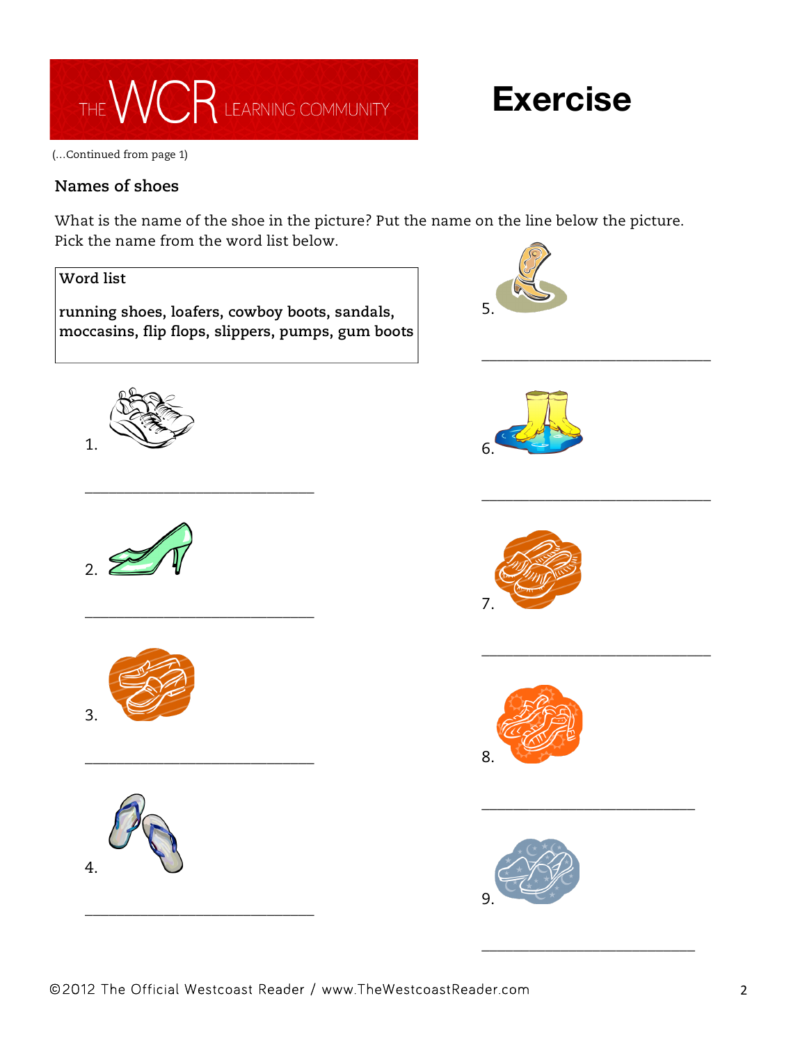# Exercise

(…Continued from page 1)

## Names of shoes

What is the name of the shoe in the picture? Put the name on the line below the picture. Pick the name from the word list below.

**Word list**

**running shoes, loafers, cowboy boots, sandals, moccasins, flip flops, slippers, pumps, gum boots**

1.

\_\_\_\_\_\_\_\_\_\_\_\_\_\_\_\_\_\_\_\_\_\_\_\_\_\_\_\_\_\_

2.

\_\_\_\_\_\_\_\_\_\_\_\_\_\_\_\_\_\_\_\_\_\_\_\_\_\_\_\_\_\_

3.

\_\_\_\_\_\_\_\_\_\_\_\_\_\_\_\_\_\_\_\_\_\_\_\_\_\_\_\_\_\_

4.

\_\_\_\_\_\_\_\_\_\_\_\_\_\_\_\_\_\_\_\_\_\_\_\_\_\_\_\_\_\_

5.

\_\_\_\_\_\_\_\_\_\_\_\_\_\_\_\_\_\_\_\_\_\_\_\_\_\_\_\_\_\_

6.

\_\_\_\_\_\_\_\_\_\_\_\_\_\_\_\_\_\_\_\_\_\_\_\_\_\_\_\_\_\_

7.

\_\_\_\_\_\_\_\_\_\_\_\_\_\_\_\_\_\_\_\_\_\_\_\_\_\_\_\_\_\_

8.

\_\_\_\_\_\_\_\_\_\_\_\_\_\_\_\_\_\_\_\_\_\_\_\_\_\_\_\_

9.

\_\_\_\_\_\_\_\_\_\_\_\_\_\_\_\_\_\_\_\_\_\_\_\_\_\_\_\_

©2012 The Official Westcoast Reader / www.TheWestcoastReader.com